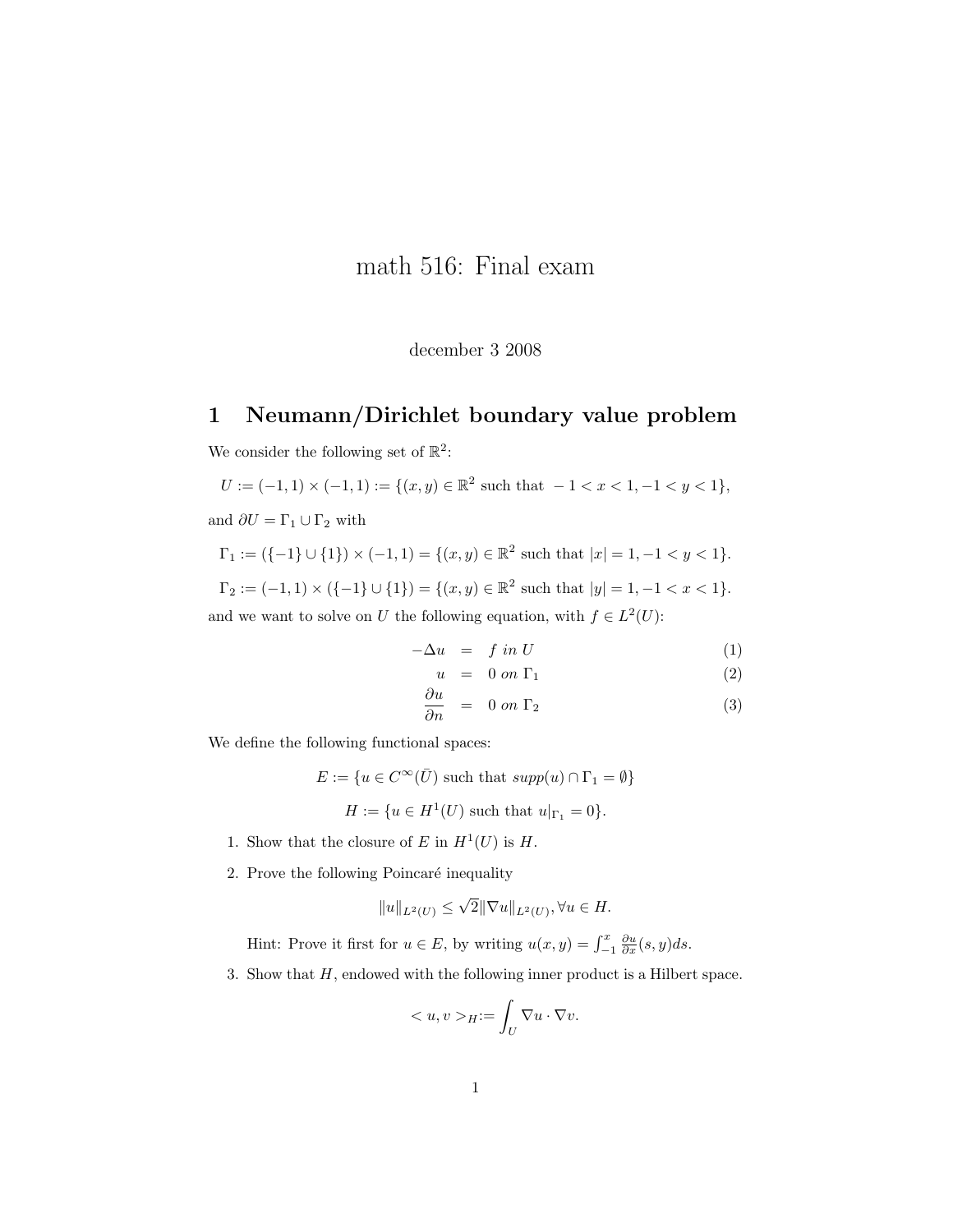# math 516: Final exam

december 3 2008

## 1 Neumann/Dirichlet boundary value problem

We consider the following set of $\mathbb{R}^2$:

$$U := (-1,1) \times (-1,1) := \{(x,y) \in \mathbb{R}^2 \text{ such that } -1 < x < 1, -1 < y < 1\},$$

and $\partial U = \Gamma_1 \cup \Gamma_2$ with

$$\Gamma_1 := (\{-1\} \cup \{1\}) \times (-1,1) = \{(x,y) \in \mathbb{R}^2 \text{ such that } |x| = 1, -1 < y < 1\}.$$

$$\Gamma_2 := (-1,1) \times (\{-1\} \cup \{1\}) = \{(x,y) \in \mathbb{R}^2 \text{ such that } |y| = 1, -1 < x < 1\}.$$

and we want to solve on $U$ the following equation, with $f \in L^2(U)$:

$$
\begin{aligned}
-\Delta u &= f \text{ in } U && (1)\\
u &= 0 \text{ on } \Gamma_1 && (2)\\
\frac{\partial u}{\partial n} &= 0 \text{ on } \Gamma_2 && (3)
\end{aligned}
$$

We define the following functional spaces:

$$E := \{u \in C^\infty(\bar{U}) \text{ such that } supp(u) \cap \Gamma_1 = \emptyset\}$$

$$H := \{u \in H^1(U) \text{ such that } u|_{\Gamma_1} = 0\}.$$

1. Show that the closure of $E$ in $H^1(U)$ is $H$.

2. Prove the following Poincaré inequality

   $$\|u\|_{L^2(U)} \leq \sqrt{2}\|\nabla u\|_{L^2(U)}, \forall u \in H.$$

   Hint: Prove it first for $u \in E$, by writing $u(x,y) = \int_{-1}^{x} \frac{\partial u}{\partial x}(s,y)ds$.

3. Show that $H$, endowed with the following inner product is a Hilbert space.

   $$< u, v >_H := \int_U \nabla u \cdot \nabla v.$$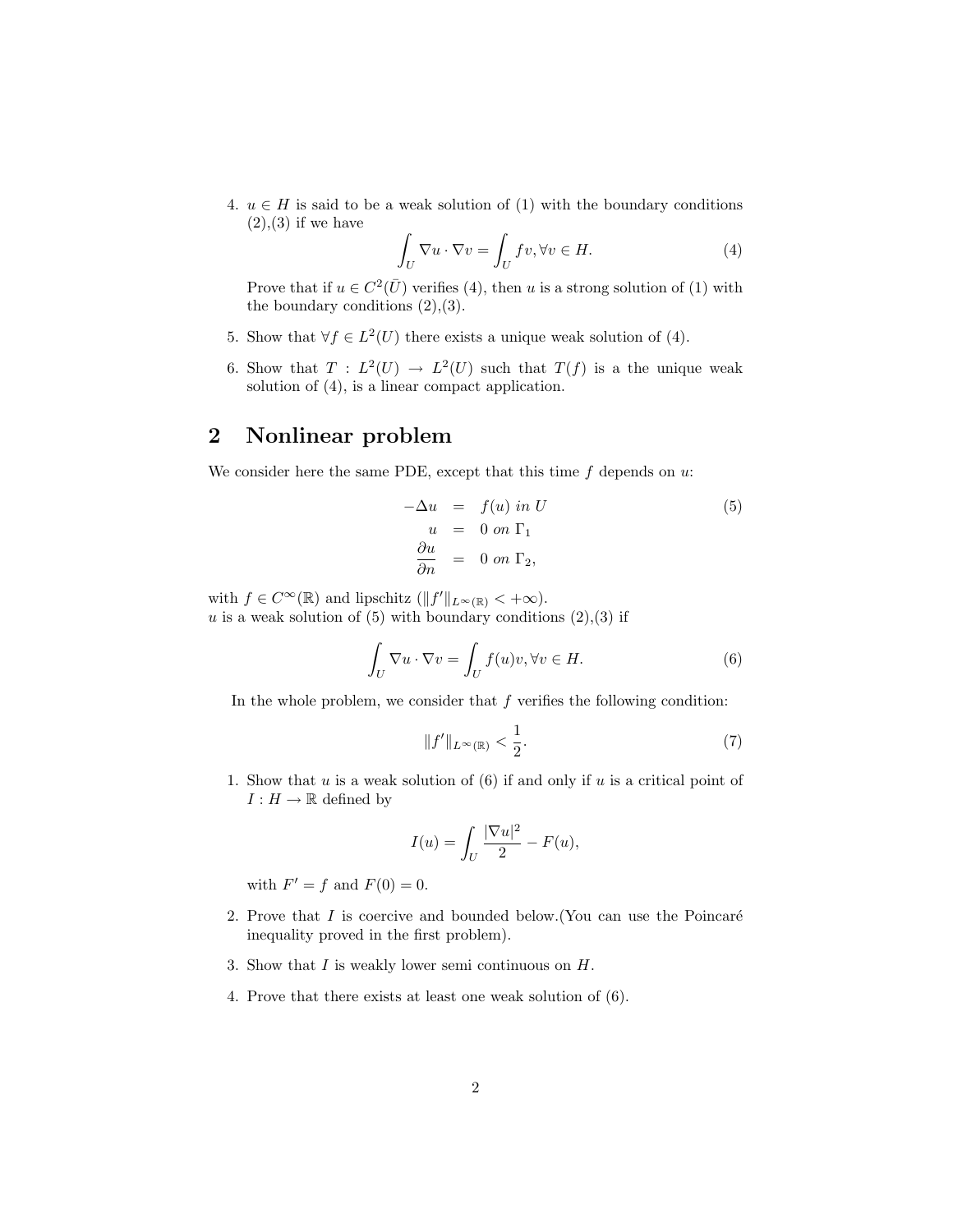4. $u \in H$ is said to be a weak solution of (1) with the boundary conditions (2),(3) if we have

$$\int_U \nabla u \cdot \nabla v = \int_U fv, \forall v \in H. \tag{4}$$

   Prove that if $u \in C^2(\bar{U})$ verifies (4), then $u$ is a strong solution of (1) with the boundary conditions (2),(3).

5. Show that $\forall f \in L^2(U)$ there exists a unique weak solution of (4).

6. Show that $T : L^2(U) \to L^2(U)$ such that $T(f)$ is a the unique weak solution of (4), is a linear compact application.

## 2 Nonlinear problem

We consider here the same PDE, except that this time $f$ depends on $u$:

$$\begin{aligned} -\Delta u &= f(u) \text{ in } U \\ u &= 0 \text{ on } \Gamma_1 \\ \frac{\partial u}{\partial n} &= 0 \text{ on } \Gamma_2, \end{aligned} \tag{5}$$

with $f \in C^\infty(\mathbb{R})$ and lipschitz ($\|f'\|_{L^\infty(\mathbb{R})} < +\infty$).
$u$ is a weak solution of (5) with boundary conditions (2),(3) if

$$\int_U \nabla u \cdot \nabla v = \int_U f(u)v, \forall v \in H. \tag{6}$$

In the whole problem, we consider that $f$ verifies the following condition:

$$\|f'\|_{L^\infty(\mathbb{R})} < \frac{1}{2}. \tag{7}$$

1. Show that $u$ is a weak solution of (6) if and only if $u$ is a critical point of $I : H \to \mathbb{R}$ defined by

$$I(u) = \int_U \frac{|\nabla u|^2}{2} - F(u),$$

   with $F' = f$ and $F(0) = 0$.

2. Prove that $I$ is coercive and bounded below.(You can use the Poincaré inequality proved in the first problem).

3. Show that $I$ is weakly lower semi continuous on $H$.

4. Prove that there exists at least one weak solution of (6).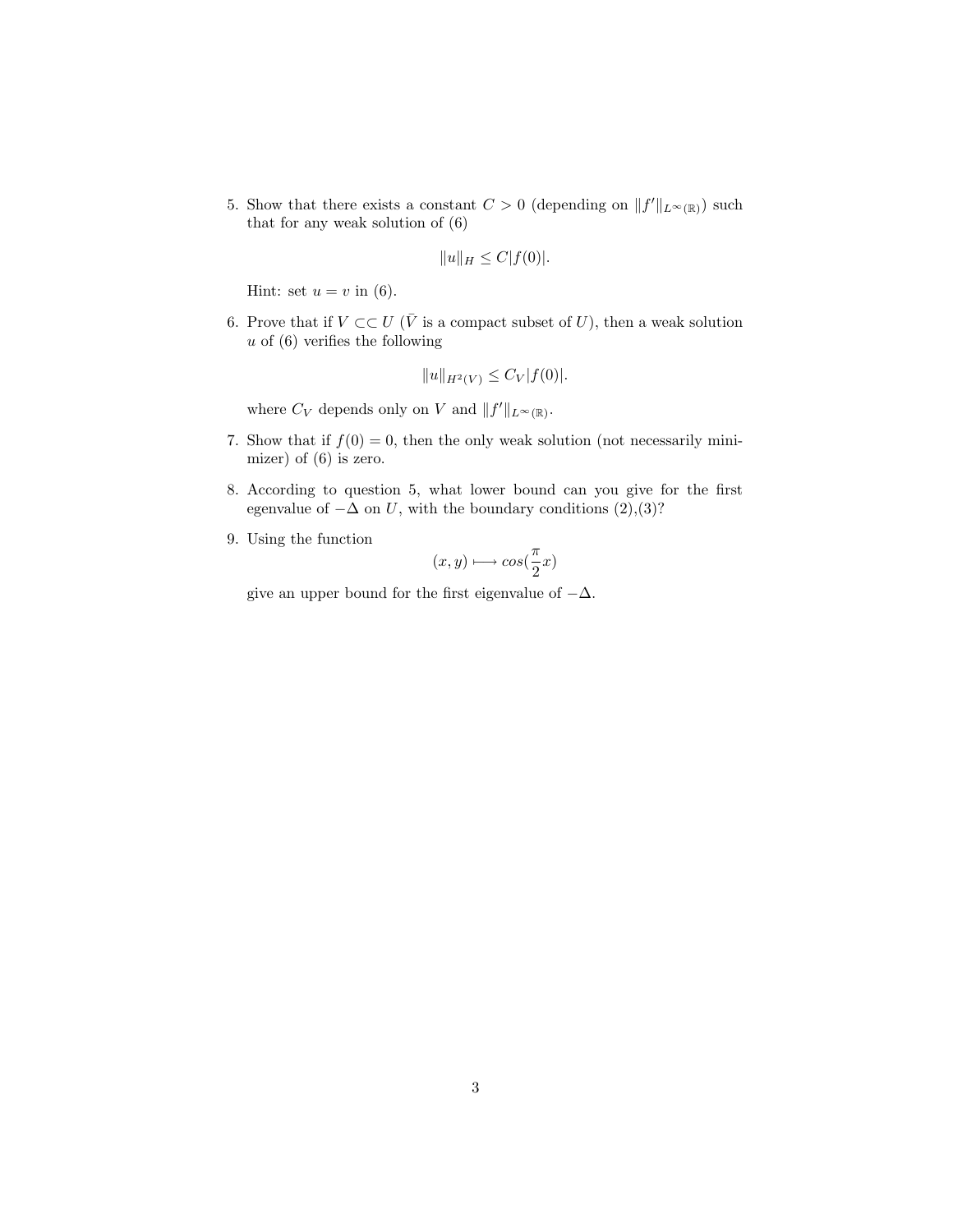5. Show that there exists a constant $C > 0$ (depending on $\|f'\|_{L^\infty(\mathbb{R})}$) such that for any weak solution of (6)

$$\|u\|_H \leq C|f(0)|.$$

   Hint: set $u = v$ in (6).

6. Prove that if $V \subset\subset U$ ($\bar{V}$ is a compact subset of $U$), then a weak solution $u$ of (6) verifies the following

$$\|u\|_{H^2(V)} \leq C_V|f(0)|.$$

   where $C_V$ depends only on $V$ and $\|f'\|_{L^\infty(\mathbb{R})}$.

7. Show that if $f(0) = 0$, then the only weak solution (not necessarily minimizer) of (6) is zero.

8. According to question 5, what lower bound can you give for the first egenvalue of $-\Delta$ on $U$, with the boundary conditions (2),(3)?

9. Using the function

$$(x, y) \longmapsto cos(\frac{\pi}{2}x)$$

   give an upper bound for the first eigenvalue of $-\Delta$.